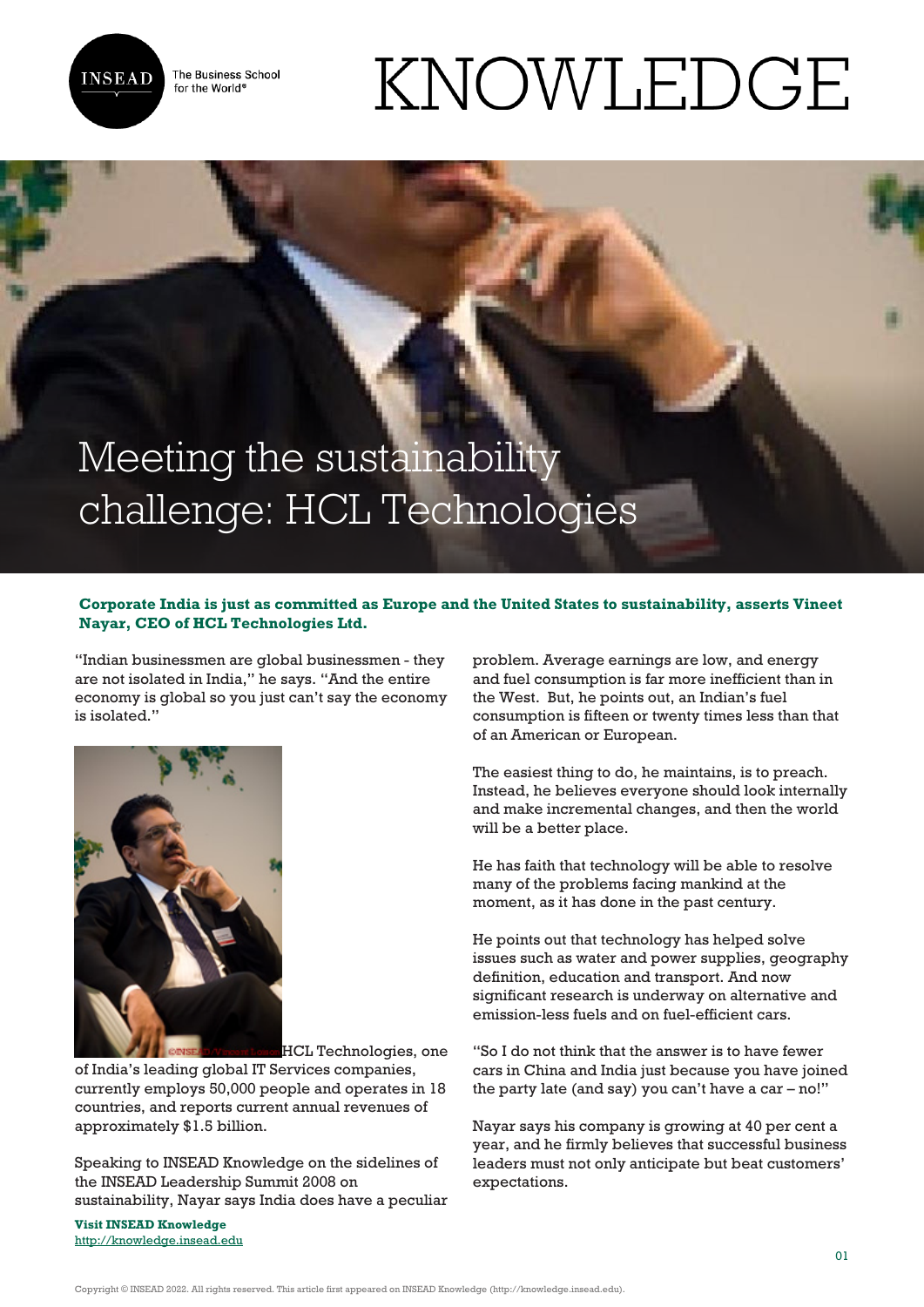# Meeting the sustainability challenge: HCL Technologies

**Corporate India is just as committed as Europe and the United States to sustainability, asserts Vineet Nayar, CEO of HCL Technologies Ltd.**

"Indian businessmen are global businessmen - they are not isolated in India," he says. "And the entire economy is global so you just can't say the economy is isolated."

HCL Technologies, one of India's leading global IT Services companies, currently employs 50,000 people and operates in 18 countries, and reports current annual revenues of approximately $1.5 billion.

Speaking to INSEAD Knowledge on the sidelines of the INSEAD Leadership Summit 2008 on sustainability, Nayar says India does have a peculiar problem. Average earnings are low, and energy and fuel consumption is far more inefficient than in the West. But, he points out, an Indian's fuel consumption is fifteen or twenty times less than that of an American or European.

The easiest thing to do, he maintains, is to preach. Instead, he believes everyone should look internally and make incremental changes, and then the world will be a better place.

He has faith that technology will be able to resolve many of the problems facing mankind at the moment, as it has done in the past century.

He points out that technology has helped solve issues such as water and power supplies, geography definition, education and transport. And now significant research is underway on alternative and emission-less fuels and on fuel-efficient cars.

"So I do not think that the answer is to have fewer cars in China and India just because you have joined the party late (and say) you can't have a car – no!"

Nayar says his company is growing at 40 per cent a year, and he firmly believes that successful business leaders must not only anticipate but beat customers' expectations.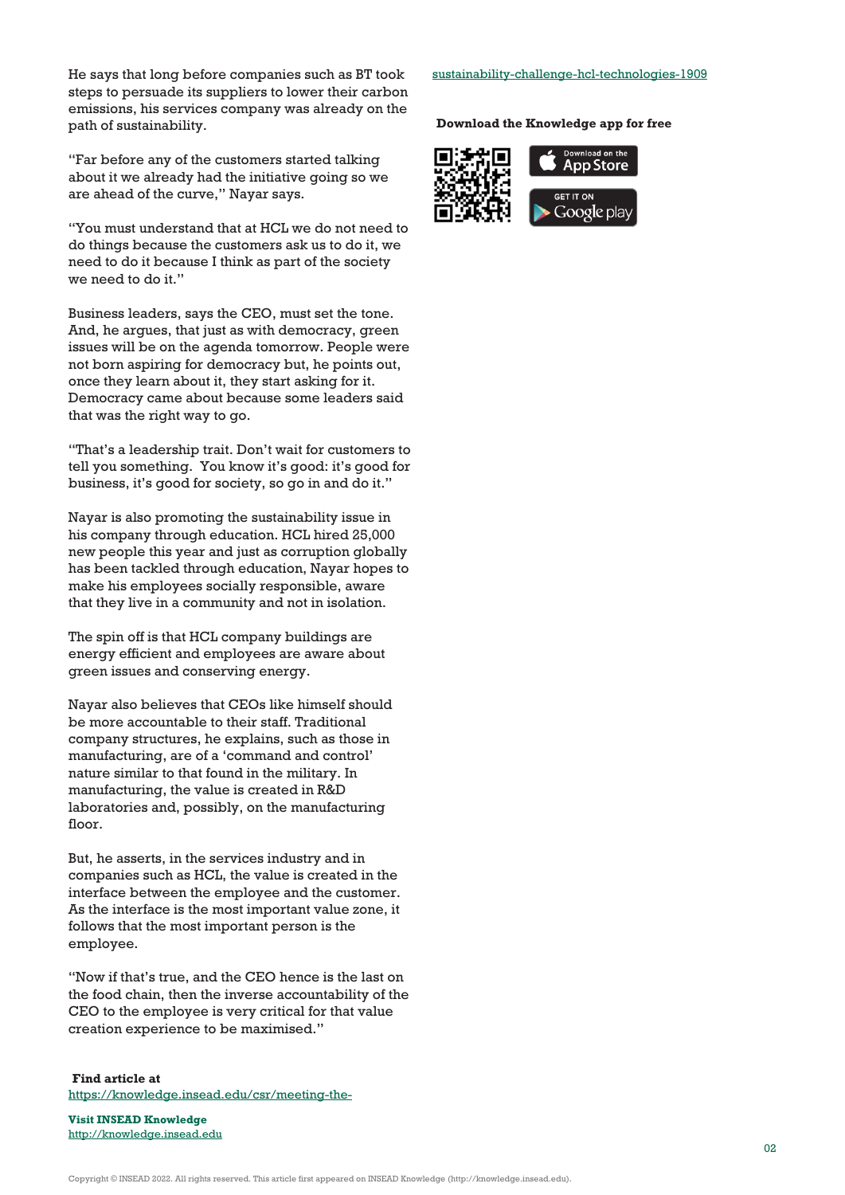He says that long before companies such as BT took steps to persuade its suppliers to lower their carbon emissions, his services company was already on the path of sustainability.

"Far before any of the customers started talking about it we already had the initiative going so we are ahead of the curve," Nayar says.

"You must understand that at HCL we do not need to do things because the customers ask us to do it, we need to do it because I think as part of the society we need to do it."

Business leaders, says the CEO, must set the tone. And, he argues, that just as with democracy, green issues will be on the agenda tomorrow. People were not born aspiring for democracy but, he points out, once they learn about it, they start asking for it. Democracy came about because some leaders said that was the right way to go.

"That's a leadership trait. Don't wait for customers to tell you something. You know it's good: it's good for business, it's good for society, so go in and do it."

Nayar is also promoting the sustainability issue in his company through education. HCL hired 25,000 new people this year and just as corruption globally has been tackled through education, Nayar hopes to make his employees socially responsible, aware that they live in a community and not in isolation.

The spin off is that HCL company buildings are energy efficient and employees are aware about green issues and conserving energy.

Nayar also believes that CEOs like himself should be more accountable to their staff. Traditional company structures, he explains, such as those in manufacturing, are of a 'command and control' nature similar to that found in the military. In manufacturing, the value is created in R&D laboratories and, possibly, on the manufacturing floor.

But, he asserts, in the services industry and in companies such as HCL, the value is created in the interface between the employee and the customer. As the interface is the most important value zone, it follows that the most important person is the employee.

"Now if that's true, and the CEO hence is the last on the food chain, then the inverse accountability of the CEO to the employee is very critical for that value creation experience to be maximised."

**Find article at**
https://knowledge.insead.edu/csr/meeting-the-sustainability-challenge-hcl-technologies-1909

**Visit INSEAD Knowledge**
http://knowledge.insead.edu

**Download the Knowledge app for free**

Copyright © INSEAD 2022. All rights reserved. This article first appeared on INSEAD Knowledge (http://knowledge.insead.edu).